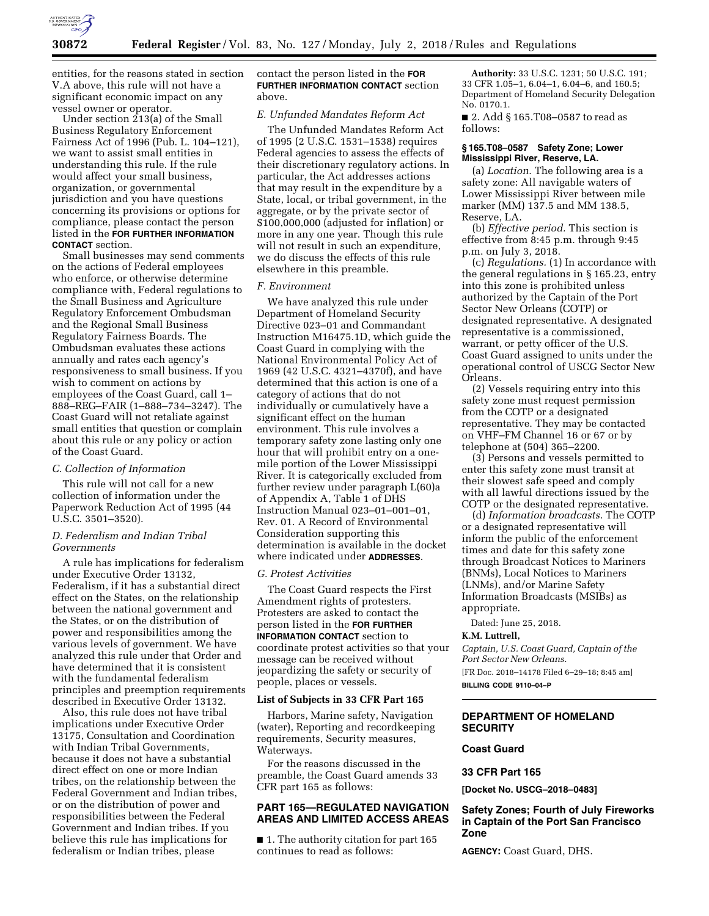entities, for the reasons stated in section V.A above, this rule will not have a significant economic impact on any vessel owner or operator.

Under section 213(a) of the Small Business Regulatory Enforcement Fairness Act of 1996 (Pub. L. 104–121), we want to assist small entities in understanding this rule. If the rule would affect your small business, organization, or governmental jurisdiction and you have questions concerning its provisions or options for compliance, please contact the person listed in the **FOR FURTHER INFORMATION CONTACT** section.

Small businesses may send comments on the actions of Federal employees who enforce, or otherwise determine compliance with, Federal regulations to the Small Business and Agriculture Regulatory Enforcement Ombudsman and the Regional Small Business Regulatory Fairness Boards. The Ombudsman evaluates these actions annually and rates each agency's responsiveness to small business. If you wish to comment on actions by employees of the Coast Guard, call 1–888–REG–FAIR (1–888–734–3247). The Coast Guard will not retaliate against small entities that question or complain about this rule or any policy or action of the Coast Guard.

### *C. Collection of Information*

This rule will not call for a new collection of information under the Paperwork Reduction Act of 1995 (44 U.S.C. 3501–3520).

### *D. Federalism and Indian Tribal Governments*

A rule has implications for federalism under Executive Order 13132, Federalism, if it has a substantial direct effect on the States, on the relationship between the national government and the States, or on the distribution of power and responsibilities among the various levels of government. We have analyzed this rule under that Order and have determined that it is consistent with the fundamental federalism principles and preemption requirements described in Executive Order 13132.

Also, this rule does not have tribal implications under Executive Order 13175, Consultation and Coordination with Indian Tribal Governments, because it does not have a substantial direct effect on one or more Indian tribes, on the relationship between the Federal Government and Indian tribes, or on the distribution of power and responsibilities between the Federal Government and Indian tribes. If you believe this rule has implications for federalism or Indian tribes, please contact the person listed in the **FOR FURTHER INFORMATION CONTACT** section above.

### *E. Unfunded Mandates Reform Act*

The Unfunded Mandates Reform Act of 1995 (2 U.S.C. 1531–1538) requires Federal agencies to assess the effects of their discretionary regulatory actions. In particular, the Act addresses actions that may result in the expenditure by a State, local, or tribal government, in the aggregate, or by the private sector of $100,000,000 (adjusted for inflation) or more in any one year. Though this rule will not result in such an expenditure, we do discuss the effects of this rule elsewhere in this preamble.

### *F. Environment*

We have analyzed this rule under Department of Homeland Security Directive 023–01 and Commandant Instruction M16475.1D, which guide the Coast Guard in complying with the National Environmental Policy Act of 1969 (42 U.S.C. 4321–4370f), and have determined that this action is one of a category of actions that do not individually or cumulatively have a significant effect on the human environment. This rule involves a temporary safety zone lasting only one hour that will prohibit entry on a one-mile portion of the Lower Mississippi River. It is categorically excluded from further review under paragraph L(60)a of Appendix A, Table 1 of DHS Instruction Manual 023–01–001–01, Rev. 01. A Record of Environmental Consideration supporting this determination is available in the docket where indicated under **ADDRESSES**.

### *G. Protest Activities*

The Coast Guard respects the First Amendment rights of protesters. Protesters are asked to contact the person listed in the **FOR FURTHER INFORMATION CONTACT** section to coordinate protest activities so that your message can be received without jeopardizing the safety or security of people, places or vessels.

### List of Subjects in 33 CFR Part 165

Harbors, Marine safety, Navigation (water), Reporting and recordkeeping requirements, Security measures, Waterways.

For the reasons discussed in the preamble, the Coast Guard amends 33 CFR part 165 as follows:

## PART 165—REGULATED NAVIGATION AREAS AND LIMITED ACCESS AREAS

■ 1. The authority citation for part 165 continues to read as follows:

**Authority:** 33 U.S.C. 1231; 50 U.S.C. 191; 33 CFR 1.05–1, 6.04–1, 6.04–6, and 160.5; Department of Homeland Security Delegation No. 0170.1.

■ 2. Add § 165.T08–0587 to read as follows:

### § 165.T08–0587 Safety Zone; Lower Mississippi River, Reserve, LA.

(a) *Location.* The following area is a safety zone: All navigable waters of Lower Mississippi River between mile marker (MM) 137.5 and MM 138.5, Reserve, LA.

(b) *Effective period.* This section is effective from 8:45 p.m. through 9:45 p.m. on July 3, 2018.

(c) *Regulations.* (1) In accordance with the general regulations in § 165.23, entry into this zone is prohibited unless authorized by the Captain of the Port Sector New Orleans (COTP) or designated representative. A designated representative is a commissioned, warrant, or petty officer of the U.S. Coast Guard assigned to units under the operational control of USCG Sector New Orleans.

(2) Vessels requiring entry into this safety zone must request permission from the COTP or a designated representative. They may be contacted on VHF–FM Channel 16 or 67 or by telephone at (504) 365–2200.

(3) Persons and vessels permitted to enter this safety zone must transit at their slowest safe speed and comply with all lawful directions issued by the COTP or the designated representative.

(d) *Information broadcasts.* The COTP or a designated representative will inform the public of the enforcement times and date for this safety zone through Broadcast Notices to Mariners (BNMs), Local Notices to Mariners (LNMs), and/or Marine Safety Information Broadcasts (MSIBs) as appropriate.

Dated: June 25, 2018.

**K.M. Luttrell,**

*Captain, U.S. Coast Guard, Captain of the Port Sector New Orleans.*

[FR Doc. 2018–14178 Filed 6–29–18; 8:45 am]

**BILLING CODE 9110–04–P**

---

## DEPARTMENT OF HOMELAND SECURITY

## Coast Guard

## 33 CFR Part 165

**[Docket No. USCG–2018–0483]**

## Safety Zones; Fourth of July Fireworks in Captain of the Port San Francisco Zone

**AGENCY:** Coast Guard, DHS.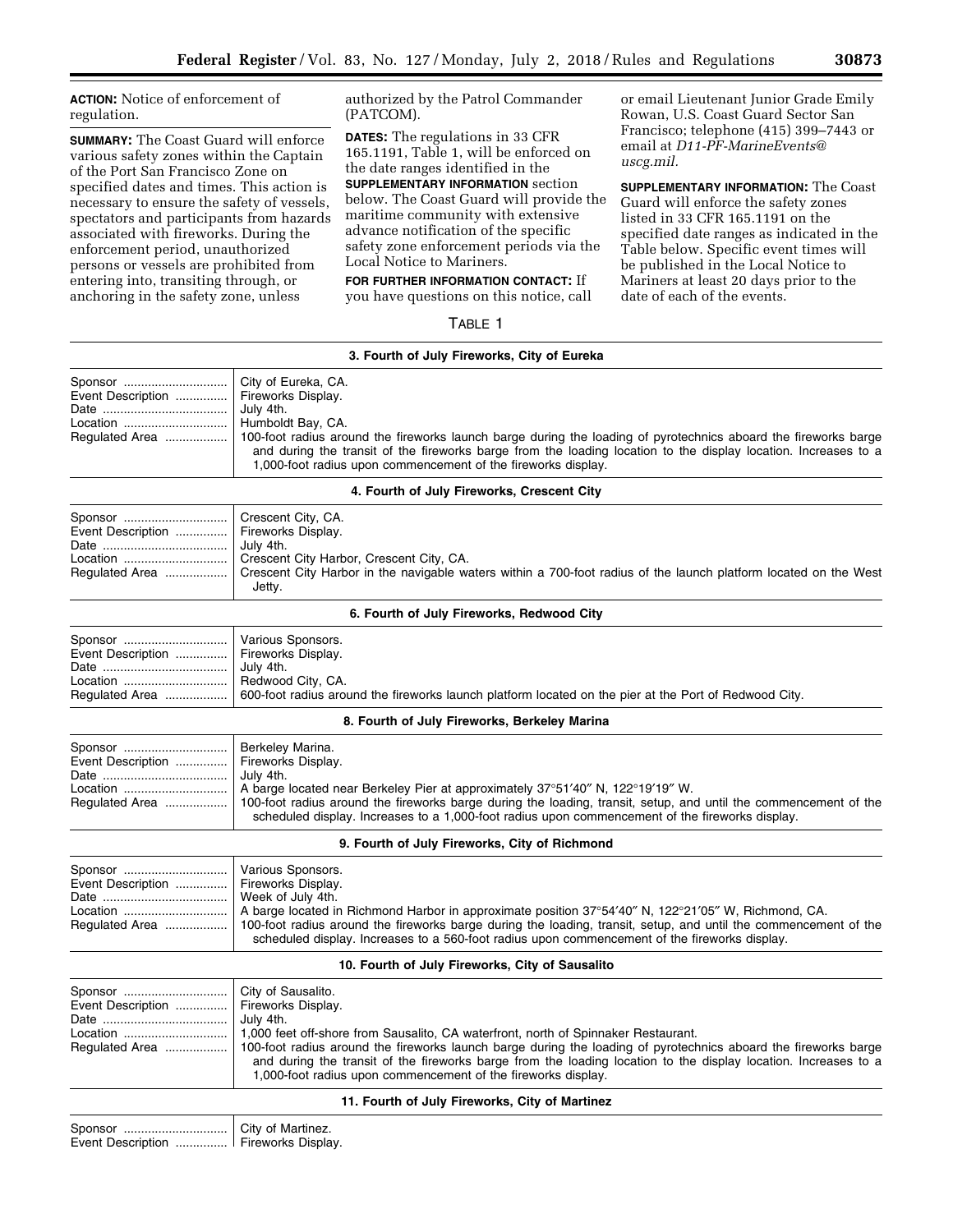**ACTION:** Notice of enforcement of regulation.

**SUMMARY:** The Coast Guard will enforce various safety zones within the Captain of the Port San Francisco Zone on specified dates and times. This action is necessary to ensure the safety of vessels, spectators and participants from hazards associated with fireworks. During the enforcement period, unauthorized persons or vessels are prohibited from entering into, transiting through, or anchoring in the safety zone, unless authorized by the Patrol Commander (PATCOM).

**DATES:** The regulations in 33 CFR 165.1191, Table 1, will be enforced on the date ranges identified in the **SUPPLEMENTARY INFORMATION** section below. The Coast Guard will provide the maritime community with extensive advance notification of the specific safety zone enforcement periods via the Local Notice to Mariners.

**FOR FURTHER INFORMATION CONTACT:** If you have questions on this notice, call or email Lieutenant Junior Grade Emily Rowan, U.S. Coast Guard Sector San Francisco; telephone (415) 399–7443 or email at *D11-PF-MarineEvents@uscg.mil.*

**SUPPLEMENTARY INFORMATION:** The Coast Guard will enforce the safety zones listed in 33 CFR 165.1191 on the specified date ranges as indicated in the Table below. Specific event times will be published in the Local Notice to Mariners at least 20 days prior to the date of each of the events.

TABLE 1

| | |
|---|---|
| **3. Fourth of July Fireworks, City of Eureka** | |
| Sponsor | City of Eureka, CA. |
| Event Description | Fireworks Display. |
| Date | July 4th. |
| Location | Humboldt Bay, CA. |
| Regulated Area | 100-foot radius around the fireworks launch barge during the loading of pyrotechnics aboard the fireworks barge and during the transit of the fireworks barge from the loading location to the display location. Increases to a 1,000-foot radius upon commencement of the fireworks display. |
| **4. Fourth of July Fireworks, Crescent City** | |
| Sponsor | Crescent City, CA. |
| Event Description | Fireworks Display. |
| Date | July 4th. |
| Location | Crescent City Harbor, Crescent City, CA. |
| Regulated Area | Crescent City Harbor in the navigable waters within a 700-foot radius of the launch platform located on the West Jetty. |
| **6. Fourth of July Fireworks, Redwood City** | |
| Sponsor | Various Sponsors. |
| Event Description | Fireworks Display. |
| Date | July 4th. |
| Location | Redwood City, CA. |
| Regulated Area | 600-foot radius around the fireworks launch platform located on the pier at the Port of Redwood City. |
| **8. Fourth of July Fireworks, Berkeley Marina** | |
| Sponsor | Berkeley Marina. |
| Event Description | Fireworks Display. |
| Date | July 4th. |
| Location | A barge located near Berkeley Pier at approximately 37°51′40″ N, 122°19′19″ W. |
| Regulated Area | 100-foot radius around the fireworks barge during the loading, transit, setup, and until the commencement of the scheduled display. Increases to a 1,000-foot radius upon commencement of the fireworks display. |
| **9. Fourth of July Fireworks, City of Richmond** | |
| Sponsor | Various Sponsors. |
| Event Description | Fireworks Display. |
| Date | Week of July 4th. |
| Location | A barge located in Richmond Harbor in approximate position 37°54′40″ N, 122°21′05″ W, Richmond, CA. |
| Regulated Area | 100-foot radius around the fireworks barge during the loading, transit, setup, and until the commencement of the scheduled display. Increases to a 560-foot radius upon commencement of the fireworks display. |
| **10. Fourth of July Fireworks, City of Sausalito** | |
| Sponsor | City of Sausalito. |
| Event Description | Fireworks Display. |
| Date | July 4th. |
| Location | 1,000 feet off-shore from Sausalito, CA waterfront, north of Spinnaker Restaurant. |
| Regulated Area | 100-foot radius around the fireworks launch barge during the loading of pyrotechnics aboard the fireworks barge and during the transit of the fireworks barge from the loading location to the display location. Increases to a 1,000-foot radius upon commencement of the fireworks display. |
| **11. Fourth of July Fireworks, City of Martinez** | |
| Sponsor | City of Martinez. |
| Event Description | Fireworks Display. |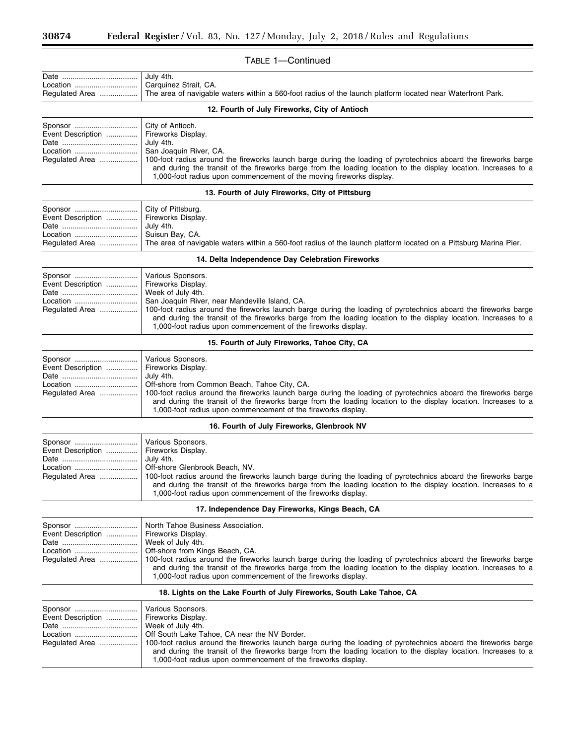TABLE 1—Continued

| | |
|---|---|
| Date | July 4th. |
| Location | Carquinez Strait, CA. |
| Regulated Area | The area of navigable waters within a 560-foot radius of the launch platform located near Waterfront Park. |
| **12. Fourth of July Fireworks, City of Antioch** | |
| Sponsor | City of Antioch. |
| Event Description | Fireworks Display. |
| Date | July 4th. |
| Location | San Joaquin River, CA. |
| Regulated Area | 100-foot radius around the fireworks launch barge during the loading of pyrotechnics aboard the fireworks barge and during the transit of the fireworks barge from the loading location to the display location. Increases to a 1,000-foot radius upon commencement of the moving fireworks display. |
| **13. Fourth of July Fireworks, City of Pittsburg** | |
| Sponsor | City of Pittsburg. |
| Event Description | Fireworks Display. |
| Date | July 4th. |
| Location | Suisun Bay, CA. |
| Regulated Area | The area of navigable waters within a 560-foot radius of the launch platform located on a Pittsburg Marina Pier. |
| **14. Delta Independence Day Celebration Fireworks** | |
| Sponsor | Various Sponsors. |
| Event Description | Fireworks Display. |
| Date | Week of July 4th. |
| Location | San Joaquin River, near Mandeville Island, CA. |
| Regulated Area | 100-foot radius around the fireworks launch barge during the loading of pyrotechnics aboard the fireworks barge and during the transit of the fireworks barge from the loading location to the display location. Increases to a 1,000-foot radius upon commencement of the fireworks display. |
| **15. Fourth of July Fireworks, Tahoe City, CA** | |
| Sponsor | Various Sponsors. |
| Event Description | Fireworks Display. |
| Date | July 4th. |
| Location | Off-shore from Common Beach, Tahoe City, CA. |
| Regulated Area | 100-foot radius around the fireworks launch barge during the loading of pyrotechnics aboard the fireworks barge and during the transit of the fireworks barge from the loading location to the display location. Increases to a 1,000-foot radius upon commencement of the fireworks display. |
| **16. Fourth of July Fireworks, Glenbrook NV** | |
| Sponsor | Various Sponsors. |
| Event Description | Fireworks Display. |
| Date | July 4th. |
| Location | Off-shore Glenbrook Beach, NV. |
| Regulated Area | 100-foot radius around the fireworks launch barge during the loading of pyrotechnics aboard the fireworks barge and during the transit of the fireworks barge from the loading location to the display location. Increases to a 1,000-foot radius upon commencement of the fireworks display. |
| **17. Independence Day Fireworks, Kings Beach, CA** | |
| Sponsor | North Tahoe Business Association. |
| Event Description | Fireworks Display. |
| Date | Week of July 4th. |
| Location | Off-shore from Kings Beach, CA. |
| Regulated Area | 100-foot radius around the fireworks launch barge during the loading of pyrotechnics aboard the fireworks barge and during the transit of the fireworks barge from the loading location to the display location. Increases to a 1,000-foot radius upon commencement of the fireworks display. |
| **18. Lights on the Lake Fourth of July Fireworks, South Lake Tahoe, CA** | |
| Sponsor | Various Sponsors. |
| Event Description | Fireworks Display. |
| Date | Week of July 4th. |
| Location | Off South Lake Tahoe, CA near the NV Border. |
| Regulated Area | 100-foot radius around the fireworks launch barge during the loading of pyrotechnics aboard the fireworks barge and during the transit of the fireworks barge from the loading location to the display location. Increases to a 1,000-foot radius upon commencement of the fireworks display. |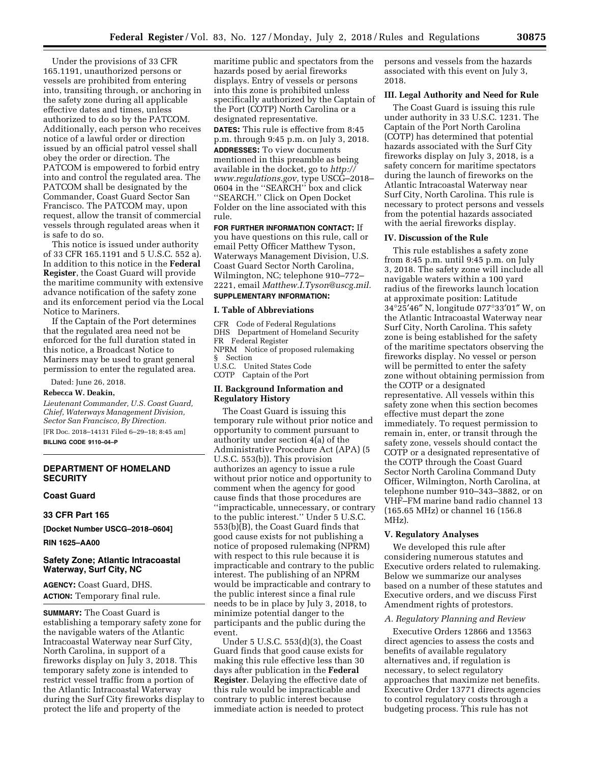Under the provisions of 33 CFR 165.1191, unauthorized persons or vessels are prohibited from entering into, transiting through, or anchoring in the safety zone during all applicable effective dates and times, unless authorized to do so by the PATCOM. Additionally, each person who receives notice of a lawful order or direction issued by an official patrol vessel shall obey the order or direction. The PATCOM is empowered to forbid entry into and control the regulated area. The PATCOM shall be designated by the Commander, Coast Guard Sector San Francisco. The PATCOM may, upon request, allow the transit of commercial vessels through regulated areas when it is safe to do so.

This notice is issued under authority of 33 CFR 165.1191 and 5 U.S.C. 552 a). In addition to this notice in the **Federal Register**, the Coast Guard will provide the maritime community with extensive advance notification of the safety zone and its enforcement period via the Local Notice to Mariners.

If the Captain of the Port determines that the regulated area need not be enforced for the full duration stated in this notice, a Broadcast Notice to Mariners may be used to grant general permission to enter the regulated area.

Dated: June 26, 2018.

**Rebecca W. Deakin,**

*Lieutenant Commander, U.S. Coast Guard, Chief, Waterways Management Division, Sector San Francisco, By Direction.*

[FR Doc. 2018–14131 Filed 6–29–18; 8:45 am]

**BILLING CODE 9110–04–P**

## DEPARTMENT OF HOMELAND SECURITY

### Coast Guard

### 33 CFR Part 165

**[Docket Number USCG–2018–0604]**

**RIN 1625–AA00**

### Safety Zone; Atlantic Intracoastal Waterway, Surf City, NC

**AGENCY:** Coast Guard, DHS.

**ACTION:** Temporary final rule.

**SUMMARY:** The Coast Guard is establishing a temporary safety zone for the navigable waters of the Atlantic Intracoastal Waterway near Surf City, North Carolina, in support of a fireworks display on July 3, 2018. This temporary safety zone is intended to restrict vessel traffic from a portion of the Atlantic Intracoastal Waterway during the Surf City fireworks display to protect the life and property of the maritime public and spectators from the hazards posed by aerial fireworks displays. Entry of vessels or persons into this zone is prohibited unless specifically authorized by the Captain of the Port (COTP) North Carolina or a designated representative.

**DATES:** This rule is effective from 8:45 p.m. through 9:45 p.m. on July 3, 2018.

**ADDRESSES:** To view documents mentioned in this preamble as being available in the docket, go to *http://www.regulations.gov,* type USCG–2018–0604 in the "SEARCH" box and click "SEARCH." Click on Open Docket Folder on the line associated with this rule.

**FOR FURTHER INFORMATION CONTACT:** If you have questions on this rule, call or email Petty Officer Matthew Tyson, Waterways Management Division, U.S. Coast Guard Sector North Carolina, Wilmington, NC; telephone 910–772–2221, email *Matthew.I.Tyson@uscg.mil.*

**SUPPLEMENTARY INFORMATION:**

#### I. Table of Abbreviations

CFR Code of Federal Regulations
DHS Department of Homeland Security
FR Federal Register
NPRM Notice of proposed rulemaking
§ Section
U.S.C. United States Code
COTP Captain of the Port

#### II. Background Information and Regulatory History

The Coast Guard is issuing this temporary rule without prior notice and opportunity to comment pursuant to authority under section 4(a) of the Administrative Procedure Act (APA) (5 U.S.C. 553(b)). This provision authorizes an agency to issue a rule without prior notice and opportunity to comment when the agency for good cause finds that those procedures are "impracticable, unnecessary, or contrary to the public interest." Under 5 U.S.C. 553(b)(B), the Coast Guard finds that good cause exists for not publishing a notice of proposed rulemaking (NPRM) with respect to this rule because it is impracticable and contrary to the public interest. The publishing of an NPRM would be impracticable and contrary to the public interest since a final rule needs to be in place by July 3, 2018, to minimize potential danger to the participants and the public during the event.

Under 5 U.S.C. 553(d)(3), the Coast Guard finds that good cause exists for making this rule effective less than 30 days after publication in the **Federal Register**. Delaying the effective date of this rule would be impracticable and contrary to public interest because immediate action is needed to protect persons and vessels from the hazards associated with this event on July 3, 2018.

#### III. Legal Authority and Need for Rule

The Coast Guard is issuing this rule under authority in 33 U.S.C. 1231. The Captain of the Port North Carolina (COTP) has determined that potential hazards associated with the Surf City fireworks display on July 3, 2018, is a safety concern for maritime spectators during the launch of fireworks on the Atlantic Intracoastal Waterway near Surf City, North Carolina. This rule is necessary to protect persons and vessels from the potential hazards associated with the aerial fireworks display.

#### IV. Discussion of the Rule

This rule establishes a safety zone from 8:45 p.m. until 9:45 p.m. on July 3, 2018. The safety zone will include all navigable waters within a 100 yard radius of the fireworks launch location at approximate position: Latitude 34°25′46″ N, longitude 077°33′01″ W, on the Atlantic Intracoastal Waterway near Surf City, North Carolina. This safety zone is being established for the safety of the maritime spectators observing the fireworks display. No vessel or person will be permitted to enter the safety zone without obtaining permission from the COTP or a designated representative. All vessels within this safety zone when this section becomes effective must depart the zone immediately. To request permission to remain in, enter, or transit through the safety zone, vessels should contact the COTP or a designated representative of the COTP through the Coast Guard Sector North Carolina Command Duty Officer, Wilmington, North Carolina, at telephone number 910–343–3882, or on VHF–FM marine band radio channel 13 (165.65 MHz) or channel 16 (156.8 MHz).

#### V. Regulatory Analyses

We developed this rule after considering numerous statutes and Executive orders related to rulemaking. Below we summarize our analyses based on a number of these statutes and Executive orders, and we discuss First Amendment rights of protestors.

*A. Regulatory Planning and Review*

Executive Orders 12866 and 13563 direct agencies to assess the costs and benefits of available regulatory alternatives and, if regulation is necessary, to select regulatory approaches that maximize net benefits. Executive Order 13771 directs agencies to control regulatory costs through a budgeting process. This rule has not